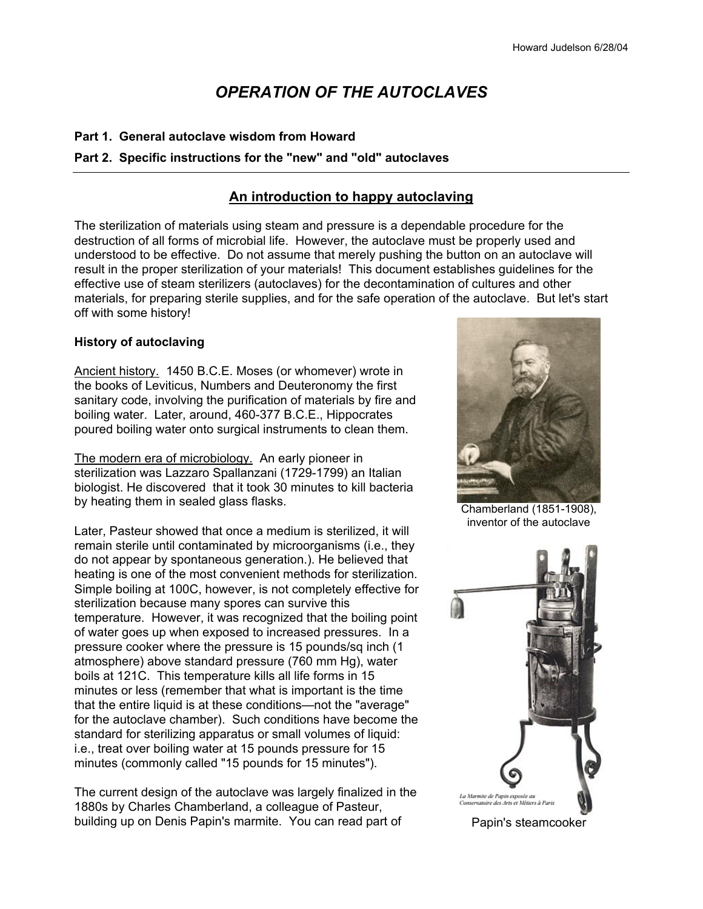Howard Judelson 6/28/04

# *OPERATION OF THE AUTOCLAVES*

**Part 1. General autoclave wisdom from Howard**

**Part 2. Specific instructions for the "new" and "old" autoclaves**

---

## An introduction to happy autoclaving

The sterilization of materials using steam and pressure is a dependable procedure for the destruction of all forms of microbial life. However, the autoclave must be properly used and understood to be effective. Do not assume that merely pushing the button on an autoclave will result in the proper sterilization of your materials! This document establishes guidelines for the effective use of steam sterilizers (autoclaves) for the decontamination of cultures and other materials, for preparing sterile supplies, and for the safe operation of the autoclave. But let's start off with some history!

### History of autoclaving

Ancient history. 1450 B.C.E. Moses (or whomever) wrote in the books of Leviticus, Numbers and Deuteronomy the first sanitary code, involving the purification of materials by fire and boiling water. Later, around, 460-377 B.C.E., Hippocrates poured boiling water onto surgical instruments to clean them.

The modern era of microbiology. An early pioneer in sterilization was Lazzaro Spallanzani (1729-1799) an Italian biologist. He discovered that it took 30 minutes to kill bacteria by heating them in sealed glass flasks.

Chamberland (1851-1908), inventor of the autoclave

Later, Pasteur showed that once a medium is sterilized, it will remain sterile until contaminated by microorganisms (i.e., they do not appear by spontaneous generation.). He believed that heating is one of the most convenient methods for sterilization. Simple boiling at 100C, however, is not completely effective for sterilization because many spores can survive this temperature. However, it was recognized that the boiling point of water goes up when exposed to increased pressures. In a pressure cooker where the pressure is 15 pounds/sq inch (1 atmosphere) above standard pressure (760 mm Hg), water boils at 121C. This temperature kills all life forms in 15 minutes or less (remember that what is important is the time that the entire liquid is at these conditions—not the "average" for the autoclave chamber). Such conditions have become the standard for sterilizing apparatus or small volumes of liquid: i.e., treat over boiling water at 15 pounds pressure for 15 minutes (commonly called "15 pounds for 15 minutes").

*La Marmite de Papin exposée au Conservatoire des Arts et Métiers à Paris*

Papin's steamcooker

The current design of the autoclave was largely finalized in the 1880s by Charles Chamberland, a colleague of Pasteur, building up on Denis Papin's marmite. You can read part of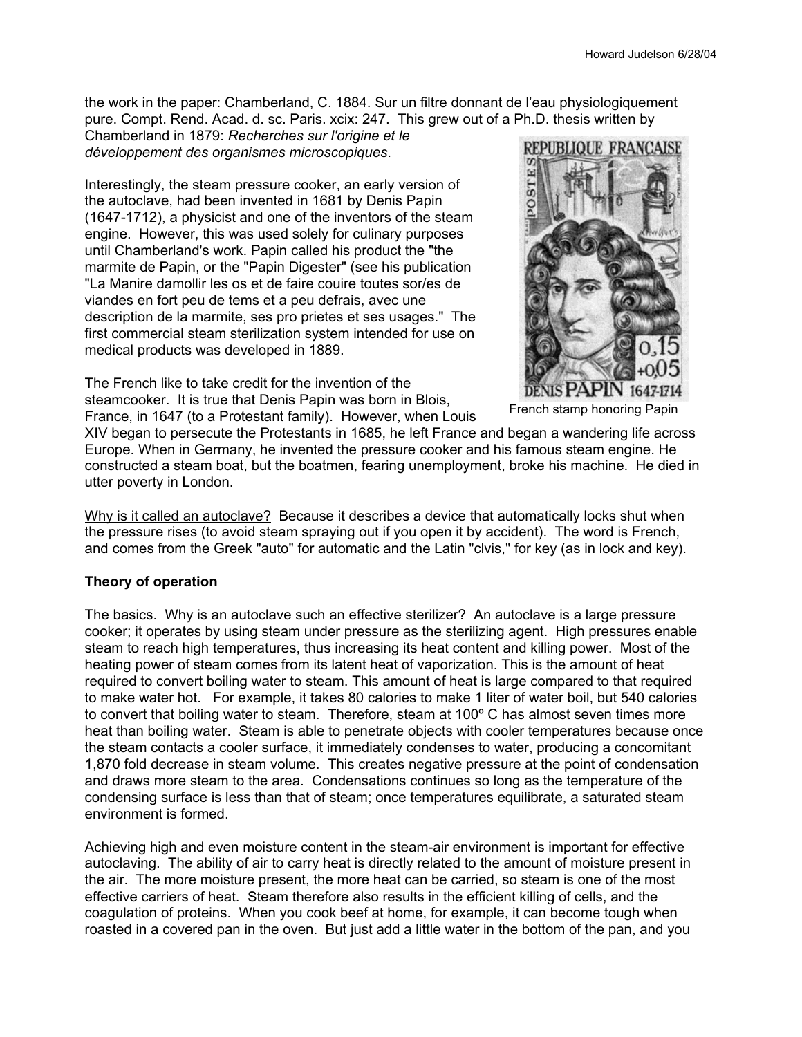the work in the paper: Chamberland, C. 1884. Sur un filtre donnant de l'eau physiologiquement pure. Compt. Rend. Acad. d. sc. Paris. xcix: 247. This grew out of a Ph.D. thesis written by Chamberland in 1879: *Recherches sur l'origine et le développement des organismes microscopiques*.

Interestingly, the steam pressure cooker, an early version of the autoclave, had been invented in 1681 by Denis Papin (1647-1712), a physicist and one of the inventors of the steam engine. However, this was used solely for culinary purposes until Chamberland's work. Papin called his product the "the marmite de Papin, or the "Papin Digester" (see his publication "La Manire damollir les os et de faire couire toutes sor/es de viandes en fort peu de tems et a peu defrais, avec une description de la marmite, ses pro prietes et ses usages." The first commercial steam sterilization system intended for use on medical products was developed in 1889.

French stamp honoring Papin

The French like to take credit for the invention of the steamcooker. It is true that Denis Papin was born in Blois, France, in 1647 (to a Protestant family). However, when Louis XIV began to persecute the Protestants in 1685, he left France and began a wandering life across Europe. When in Germany, he invented the pressure cooker and his famous steam engine. He constructed a steam boat, but the boatmen, fearing unemployment, broke his machine. He died in utter poverty in London.

Why is it called an autoclave? Because it describes a device that automatically locks shut when the pressure rises (to avoid steam spraying out if you open it by accident). The word is French, and comes from the Greek "auto" for automatic and the Latin "clvis," for key (as in lock and key).

**Theory of operation**

The basics. Why is an autoclave such an effective sterilizer? An autoclave is a large pressure cooker; it operates by using steam under pressure as the sterilizing agent. High pressures enable steam to reach high temperatures, thus increasing its heat content and killing power. Most of the heating power of steam comes from its latent heat of vaporization. This is the amount of heat required to convert boiling water to steam. This amount of heat is large compared to that required to make water hot. For example, it takes 80 calories to make 1 liter of water boil, but 540 calories to convert that boiling water to steam. Therefore, steam at 100º C has almost seven times more heat than boiling water. Steam is able to penetrate objects with cooler temperatures because once the steam contacts a cooler surface, it immediately condenses to water, producing a concomitant 1,870 fold decrease in steam volume. This creates negative pressure at the point of condensation and draws more steam to the area. Condensations continues so long as the temperature of the condensing surface is less than that of steam; once temperatures equilibrate, a saturated steam environment is formed.

Achieving high and even moisture content in the steam-air environment is important for effective autoclaving. The ability of air to carry heat is directly related to the amount of moisture present in the air. The more moisture present, the more heat can be carried, so steam is one of the most effective carriers of heat. Steam therefore also results in the efficient killing of cells, and the coagulation of proteins. When you cook beef at home, for example, it can become tough when roasted in a covered pan in the oven. But just add a little water in the bottom of the pan, and you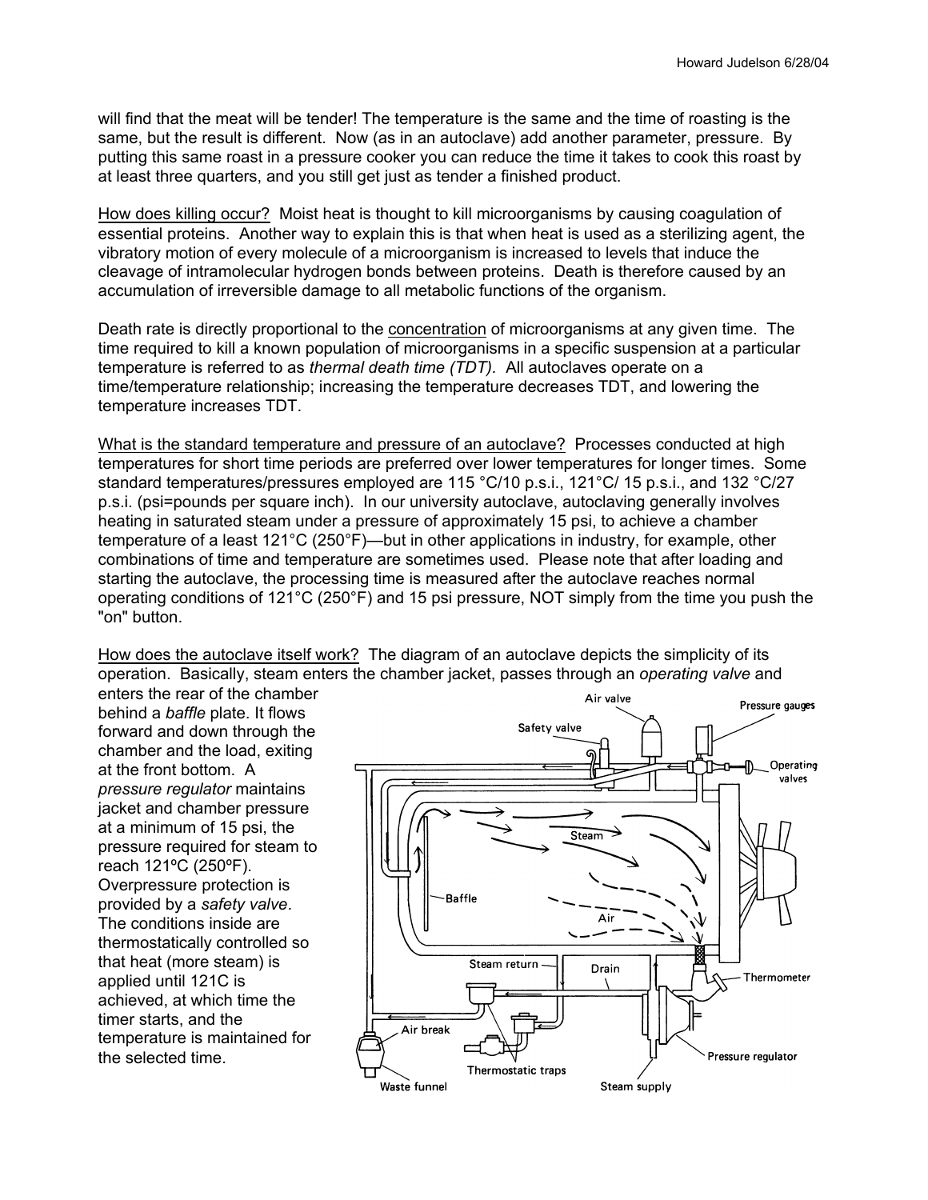will find that the meat will be tender! The temperature is the same and the time of roasting is the same, but the result is different. Now (as in an autoclave) add another parameter, pressure. By putting this same roast in a pressure cooker you can reduce the time it takes to cook this roast by at least three quarters, and you still get just as tender a finished product.

<u>How does killing occur?</u> Moist heat is thought to kill microorganisms by causing coagulation of essential proteins. Another way to explain this is that when heat is used as a sterilizing agent, the vibratory motion of every molecule of a microorganism is increased to levels that induce the cleavage of intramolecular hydrogen bonds between proteins. Death is therefore caused by an accumulation of irreversible damage to all metabolic functions of the organism.

Death rate is directly proportional to the <u>concentration</u> of microorganisms at any given time. The time required to kill a known population of microorganisms in a specific suspension at a particular temperature is referred to as *thermal death time (TDT).* All autoclaves operate on a time/temperature relationship; increasing the temperature decreases TDT, and lowering the temperature increases TDT.

<u>What is the standard temperature and pressure of an autoclave?</u> Processes conducted at high temperatures for short time periods are preferred over lower temperatures for longer times. Some standard temperatures/pressures employed are 115 °C/10 p.s.i., 121°C/ 15 p.s.i., and 132 °C/27 p.s.i. (psi=pounds per square inch). In our university autoclave, autoclaving generally involves heating in saturated steam under a pressure of approximately 15 psi, to achieve a chamber temperature of a least 121°C (250°F)—but in other applications in industry, for example, other combinations of time and temperature are sometimes used. Please note that after loading and starting the autoclave, the processing time is measured after the autoclave reaches normal operating conditions of 121°C (250°F) and 15 psi pressure, NOT simply from the time you push the "on" button.

<u>How does the autoclave itself work?</u> The diagram of an autoclave depicts the simplicity of its operation. Basically, steam enters the chamber jacket, passes through an *operating valve* and enters the rear of the chamber behind a *baffle* plate. It flows forward and down through the chamber and the load, exiting at the front bottom. A *pressure regulator* maintains jacket and chamber pressure at a minimum of 15 psi, the pressure required for steam to reach 121ºC (250ºF). Overpressure protection is provided by a *safety valve*. The conditions inside are thermostatically controlled so that heat (more steam) is applied until 121C is achieved, at which time the timer starts, and the temperature is maintained for the selected time.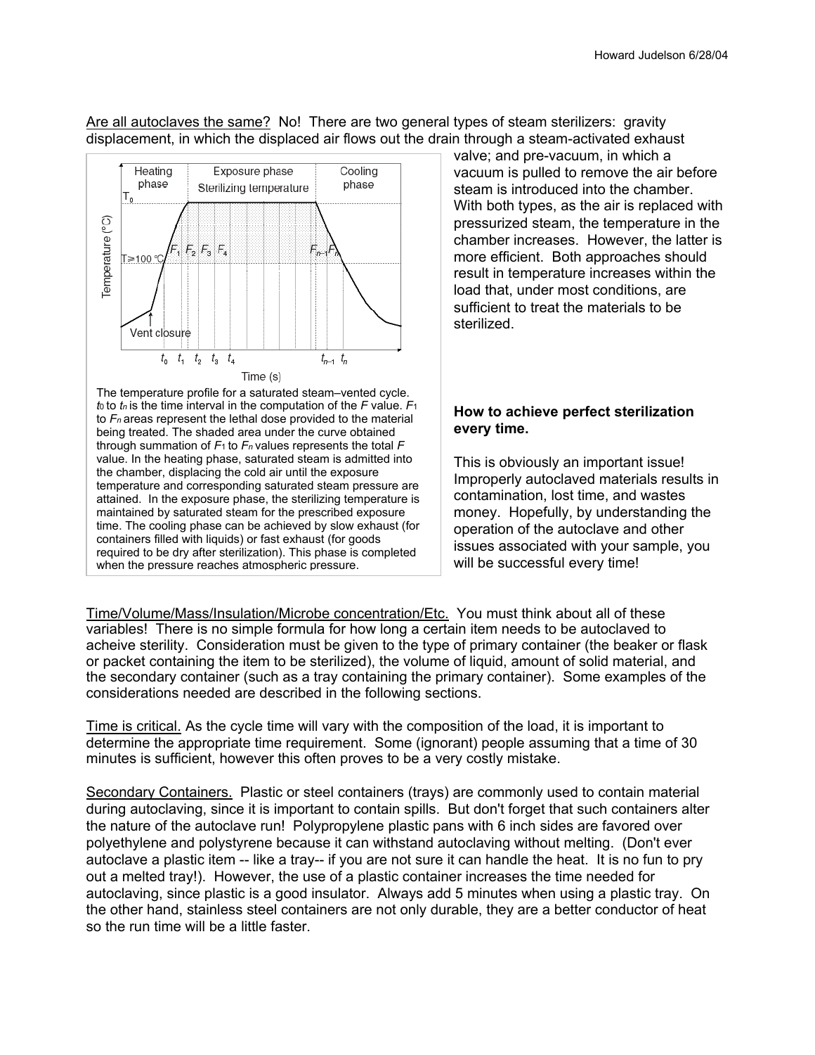Are all autoclaves the same? No! There are two general types of steam sterilizers: gravity displacement, in which the displaced air flows out the drain through a steam-activated exhaust valve; and pre-vacuum, in which a vacuum is pulled to remove the air before steam is introduced into the chamber. With both types, as the air is replaced with pressurized steam, the temperature in the chamber increases. However, the latter is more efficient. Both approaches should result in temperature increases within the load that, under most conditions, are sufficient to treat the materials to be sterilized.

The temperature profile for a saturated steam–vented cycle. $t_0$ to $t_n$ is the time interval in the computation of the $F$ value. $F_1$ to $F_n$ areas represent the lethal dose provided to the material being treated. The shaded area under the curve obtained through summation of $F_1$ to $F_n$ values represents the total $F$ value. In the heating phase, saturated steam is admitted into the chamber, displacing the cold air until the exposure temperature and corresponding saturated steam pressure are attained. In the exposure phase, the sterilizing temperature is maintained by saturated steam for the prescribed exposure time. The cooling phase can be achieved by slow exhaust (for containers filled with liquids) or fast exhaust (for goods required to be dry after sterilization). This phase is completed when the pressure reaches atmospheric pressure.

**How to achieve perfect sterilization every time.**

This is obviously an important issue! Improperly autoclaved materials results in contamination, lost time, and wastes money. Hopefully, by understanding the operation of the autoclave and other issues associated with your sample, you will be successful every time!

Time/Volume/Mass/Insulation/Microbe concentration/Etc. You must think about all of these variables! There is no simple formula for how long a certain item needs to be autoclaved to acheive sterility. Consideration must be given to the type of primary container (the beaker or flask or packet containing the item to be sterilized), the volume of liquid, amount of solid material, and the secondary container (such as a tray containing the primary container). Some examples of the considerations needed are described in the following sections.

Time is critical. As the cycle time will vary with the composition of the load, it is important to determine the appropriate time requirement. Some (ignorant) people assuming that a time of 30 minutes is sufficient, however this often proves to be a very costly mistake.

Secondary Containers. Plastic or steel containers (trays) are commonly used to contain material during autoclaving, since it is important to contain spills. But don't forget that such containers alter the nature of the autoclave run! Polypropylene plastic pans with 6 inch sides are favored over polyethylene and polystyrene because it can withstand autoclaving without melting. (Don't ever autoclave a plastic item -- like a tray-- if you are not sure it can handle the heat. It is no fun to pry out a melted tray!). However, the use of a plastic container increases the time needed for autoclaving, since plastic is a good insulator. Always add 5 minutes when using a plastic tray. On the other hand, stainless steel containers are not only durable, they are a better conductor of heat so the run time will be a little faster.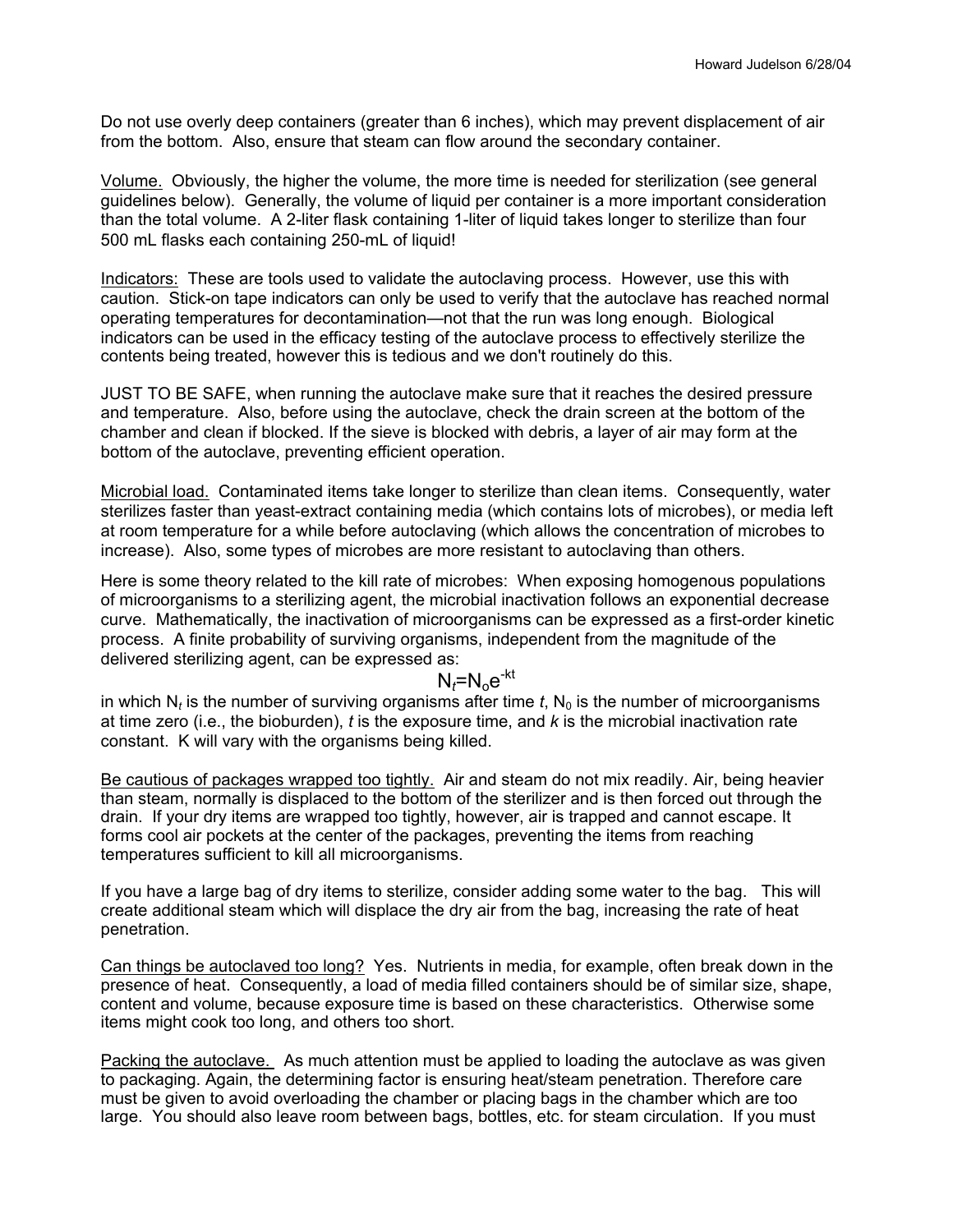Do not use overly deep containers (greater than 6 inches), which may prevent displacement of air from the bottom. Also, ensure that steam can flow around the secondary container.

Volume. Obviously, the higher the volume, the more time is needed for sterilization (see general guidelines below). Generally, the volume of liquid per container is a more important consideration than the total volume. A 2-liter flask containing 1-liter of liquid takes longer to sterilize than four 500 mL flasks each containing 250-mL of liquid!

Indicators: These are tools used to validate the autoclaving process. However, use this with caution. Stick-on tape indicators can only be used to verify that the autoclave has reached normal operating temperatures for decontamination—not that the run was long enough. Biological indicators can be used in the efficacy testing of the autoclave process to effectively sterilize the contents being treated, however this is tedious and we don't routinely do this.

JUST TO BE SAFE, when running the autoclave make sure that it reaches the desired pressure and temperature. Also, before using the autoclave, check the drain screen at the bottom of the chamber and clean if blocked. If the sieve is blocked with debris, a layer of air may form at the bottom of the autoclave, preventing efficient operation.

Microbial load. Contaminated items take longer to sterilize than clean items. Consequently, water sterilizes faster than yeast-extract containing media (which contains lots of microbes), or media left at room temperature for a while before autoclaving (which allows the concentration of microbes to increase). Also, some types of microbes are more resistant to autoclaving than others.

Here is some theory related to the kill rate of microbes: When exposing homogenous populations of microorganisms to a sterilizing agent, the microbial inactivation follows an exponential decrease curve. Mathematically, the inactivation of microorganisms can be expressed as a first-order kinetic process. A finite probability of surviving organisms, independent from the magnitude of the delivered sterilizing agent, can be expressed as:

$$N_t = N_o e^{-kt}$$

in which $N_t$ is the number of surviving organisms after time $t$, $N_0$ is the number of microorganisms at time zero (i.e., the bioburden), $t$ is the exposure time, and $k$ is the microbial inactivation rate constant. K will vary with the organisms being killed.

Be cautious of packages wrapped too tightly. Air and steam do not mix readily. Air, being heavier than steam, normally is displaced to the bottom of the sterilizer and is then forced out through the drain. If your dry items are wrapped too tightly, however, air is trapped and cannot escape. It forms cool air pockets at the center of the packages, preventing the items from reaching temperatures sufficient to kill all microorganisms.

If you have a large bag of dry items to sterilize, consider adding some water to the bag. This will create additional steam which will displace the dry air from the bag, increasing the rate of heat penetration.

Can things be autoclaved too long? Yes. Nutrients in media, for example, often break down in the presence of heat. Consequently, a load of media filled containers should be of similar size, shape, content and volume, because exposure time is based on these characteristics. Otherwise some items might cook too long, and others too short.

Packing the autoclave. As much attention must be applied to loading the autoclave as was given to packaging. Again, the determining factor is ensuring heat/steam penetration. Therefore care must be given to avoid overloading the chamber or placing bags in the chamber which are too large. You should also leave room between bags, bottles, etc. for steam circulation. If you must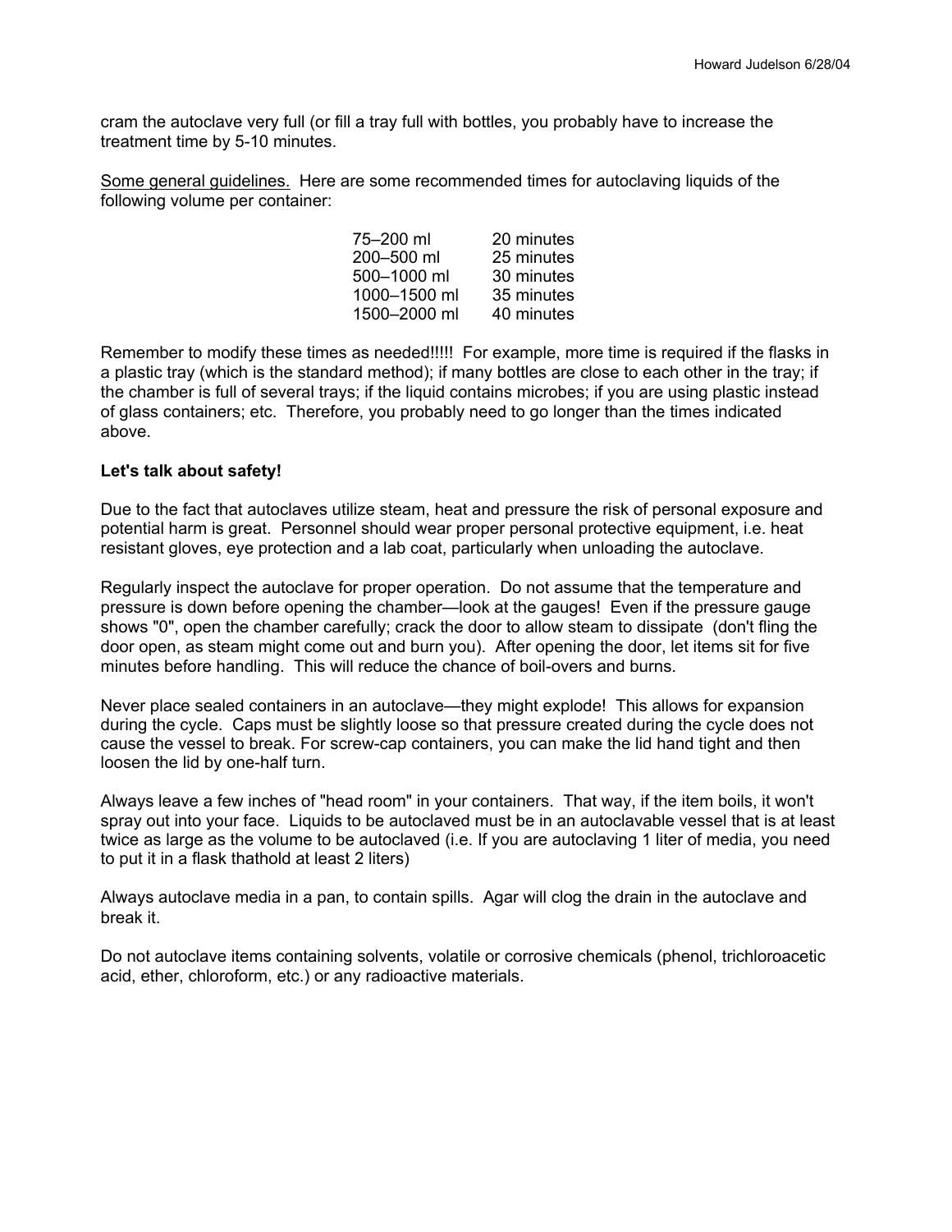cram the autoclave very full (or fill a tray full with bottles, you probably have to increase the treatment time by 5-10 minutes.

<u>Some general guidelines.</u> Here are some recommended times for autoclaving liquids of the following volume per container:

| | |
|---|---|
| 75–200 ml | 20 minutes |
| 200–500 ml | 25 minutes |
| 500–1000 ml | 30 minutes |
| 1000–1500 ml | 35 minutes |
| 1500–2000 ml | 40 minutes |

Remember to modify these times as needed!!!!! For example, more time is required if the flasks in a plastic tray (which is the standard method); if many bottles are close to each other in the tray; if the chamber is full of several trays; if the liquid contains microbes; if you are using plastic instead of glass containers; etc. Therefore, you probably need to go longer than the times indicated above.

**Let's talk about safety!**

Due to the fact that autoclaves utilize steam, heat and pressure the risk of personal exposure and potential harm is great. Personnel should wear proper personal protective equipment, i.e. heat resistant gloves, eye protection and a lab coat, particularly when unloading the autoclave.

Regularly inspect the autoclave for proper operation. Do not assume that the temperature and pressure is down before opening the chamber—look at the gauges! Even if the pressure gauge shows "0", open the chamber carefully; crack the door to allow steam to dissipate (don't fling the door open, as steam might come out and burn you). After opening the door, let items sit for five minutes before handling. This will reduce the chance of boil-overs and burns.

Never place sealed containers in an autoclave—they might explode! This allows for expansion during the cycle. Caps must be slightly loose so that pressure created during the cycle does not cause the vessel to break. For screw-cap containers, you can make the lid hand tight and then loosen the lid by one-half turn.

Always leave a few inches of "head room" in your containers. That way, if the item boils, it won't spray out into your face. Liquids to be autoclaved must be in an autoclavable vessel that is at least twice as large as the volume to be autoclaved (i.e. If you are autoclaving 1 liter of media, you need to put it in a flask thathold at least 2 liters)

Always autoclave media in a pan, to contain spills. Agar will clog the drain in the autoclave and break it.

Do not autoclave items containing solvents, volatile or corrosive chemicals (phenol, trichloroacetic acid, ether, chloroform, etc.) or any radioactive materials.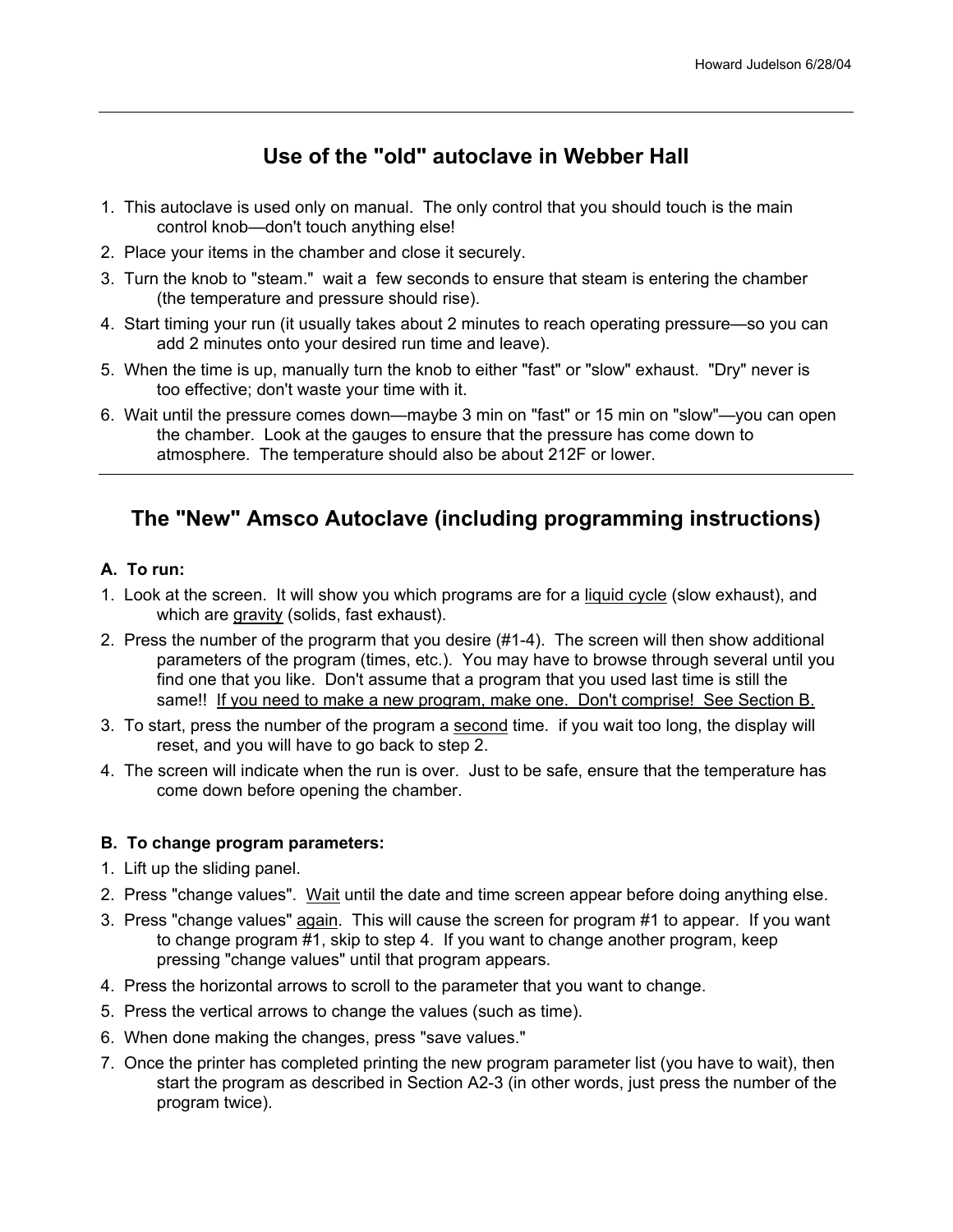Howard Judelson 6/28/04

## Use of the "old" autoclave in Webber Hall

1. This autoclave is used only on manual. The only control that you should touch is the main control knob—don't touch anything else!
2. Place your items in the chamber and close it securely.
3. Turn the knob to "steam." wait a few seconds to ensure that steam is entering the chamber (the temperature and pressure should rise).
4. Start timing your run (it usually takes about 2 minutes to reach operating pressure—so you can add 2 minutes onto your desired run time and leave).
5. When the time is up, manually turn the knob to either "fast" or "slow" exhaust. "Dry" never is too effective; don't waste your time with it.
6. Wait until the pressure comes down—maybe 3 min on "fast" or 15 min on "slow"—you can open the chamber. Look at the gauges to ensure that the pressure has come down to atmosphere. The temperature should also be about 212F or lower.

---

## The "New" Amsco Autoclave (including programming instructions)

### A. To run:

1. Look at the screen. It will show you which programs are for a <u>liquid cycle</u> (slow exhaust), and which are <u>gravity</u> (solids, fast exhaust).
2. Press the number of the prograrm that you desire (#1-4). The screen will then show additional parameters of the program (times, etc.). You may have to browse through several until you find one that you like. Don't assume that a program that you used last time is still the same!! <u>If you need to make a new program, make one. Don't comprise! See Section B.</u>
3. To start, press the number of the program a <u>second</u> time. if you wait too long, the display will reset, and you will have to go back to step 2.
4. The screen will indicate when the run is over. Just to be safe, ensure that the temperature has come down before opening the chamber.

### B. To change program parameters:

1. Lift up the sliding panel.
2. Press "change values". <u>Wait</u> until the date and time screen appear before doing anything else.
3. Press "change values" <u>again</u>. This will cause the screen for program #1 to appear. If you want to change program #1, skip to step 4. If you want to change another program, keep pressing "change values" until that program appears.
4. Press the horizontal arrows to scroll to the parameter that you want to change.
5. Press the vertical arrows to change the values (such as time).
6. When done making the changes, press "save values."
7. Once the printer has completed printing the new program parameter list (you have to wait), then start the program as described in Section A2-3 (in other words, just press the number of the program twice).